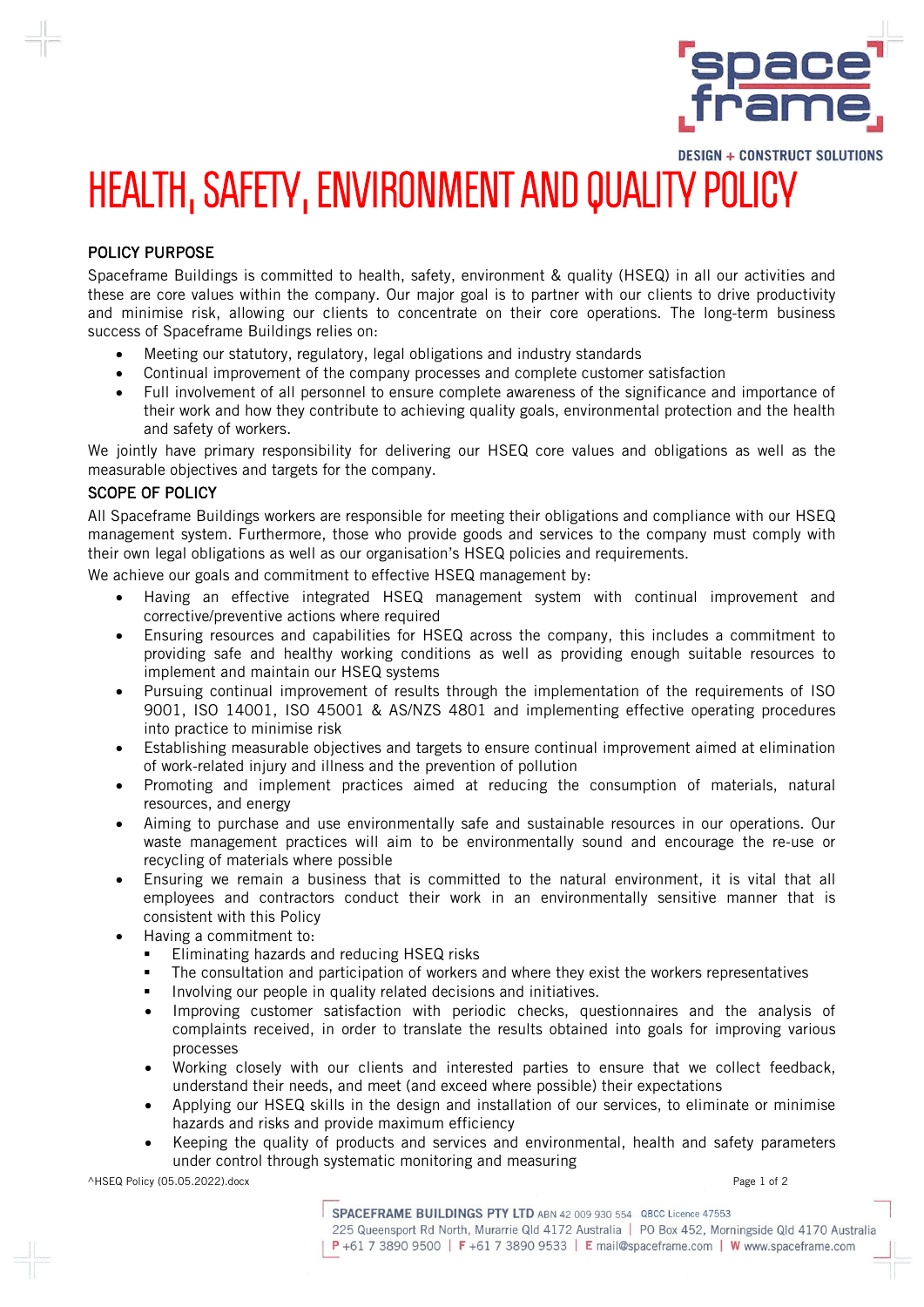# HEALTH, SAFETY, ENVIRONMENT AND QUALITY POLICY

## POLICY PURPOSE

Spaceframe Buildings is committed to health, safety, environment & quality (HSEQ) in all our activities and these are core values within the company. Our major goal is to partner with our clients to drive productivity and minimise risk, allowing our clients to concentrate on their core operations. The long-term business success of Spaceframe Buildings relies on:

- Meeting our statutory, regulatory, legal obligations and industry standards
- Continual improvement of the company processes and complete customer satisfaction
- Full involvement of all personnel to ensure complete awareness of the significance and importance of their work and how they contribute to achieving quality goals, environmental protection and the health and safety of workers.

We jointly have primary responsibility for delivering our HSEQ core values and obligations as well as the measurable objectives and targets for the company.

## SCOPE OF POLICY

All Spaceframe Buildings workers are responsible for meeting their obligations and compliance with our HSEQ management system. Furthermore, those who provide goods and services to the company must comply with their own legal obligations as well as our organisation's HSEQ policies and requirements.

We achieve our goals and commitment to effective HSEQ management by:

- Having an effective integrated HSEQ management system with continual improvement and corrective/preventive actions where required
- Ensuring resources and capabilities for HSEQ across the company, this includes a commitment to providing safe and healthy working conditions as well as providing enough suitable resources to implement and maintain our HSEQ systems
- Pursuing continual improvement of results through the implementation of the requirements of ISO 9001, ISO 14001, ISO 45001 & AS/NZS 4801 and implementing effective operating procedures into practice to minimise risk
- Establishing measurable objectives and targets to ensure continual improvement aimed at elimination of work-related injury and illness and the prevention of pollution
- Promoting and implement practices aimed at reducing the consumption of materials, natural resources, and energy
- Aiming to purchase and use environmentally safe and sustainable resources in our operations. Our waste management practices will aim to be environmentally sound and encourage the re-use or recycling of materials where possible
- Ensuring we remain a business that is committed to the natural environment, it is vital that all employees and contractors conduct their work in an environmentally sensitive manner that is consistent with this Policy
- Having a commitment to:
  - Eliminating hazards and reducing HSEQ risks
  - The consultation and participation of workers and where they exist the workers representatives
  - Involving our people in quality related decisions and initiatives.
  - Improving customer satisfaction with periodic checks, questionnaires and the analysis of complaints received, in order to translate the results obtained into goals for improving various processes
  - Working closely with our clients and interested parties to ensure that we collect feedback, understand their needs, and meet (and exceed where possible) their expectations
  - Applying our HSEQ skills in the design and installation of our services, to eliminate or minimise hazards and risks and provide maximum efficiency
  - Keeping the quality of products and services and environmental, health and safety parameters under control through systematic monitoring and measuring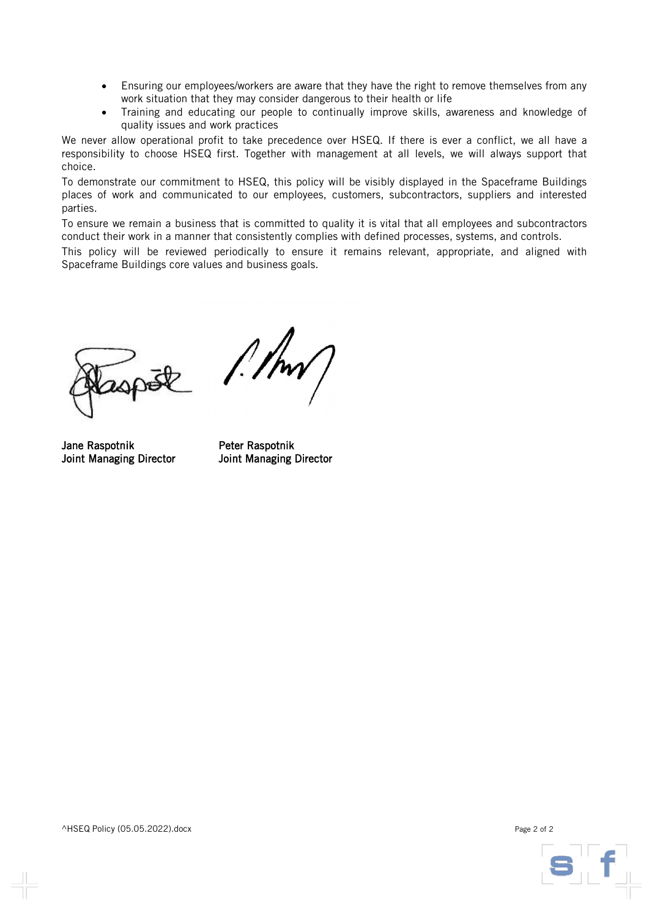- Ensuring our employees/workers are aware that they have the right to remove themselves from any work situation that they may consider dangerous to their health or life
- Training and educating our people to continually improve skills, awareness and knowledge of quality issues and work practices

We never allow operational profit to take precedence over HSEQ. If there is ever a conflict, we all have a responsibility to choose HSEQ first. Together with management at all levels, we will always support that choice.

To demonstrate our commitment to HSEQ, this policy will be visibly displayed in the Spaceframe Buildings places of work and communicated to our employees, customers, subcontractors, suppliers and interested parties.

To ensure we remain a business that is committed to quality it is vital that all employees and subcontractors conduct their work in a manner that consistently complies with defined processes, systems, and controls.

This policy will be reviewed periodically to ensure it remains relevant, appropriate, and aligned with Spaceframe Buildings core values and business goals.

**Jane Raspotnik**
**Joint Managing Director**

**Peter Raspotnik**
**Joint Managing Director**